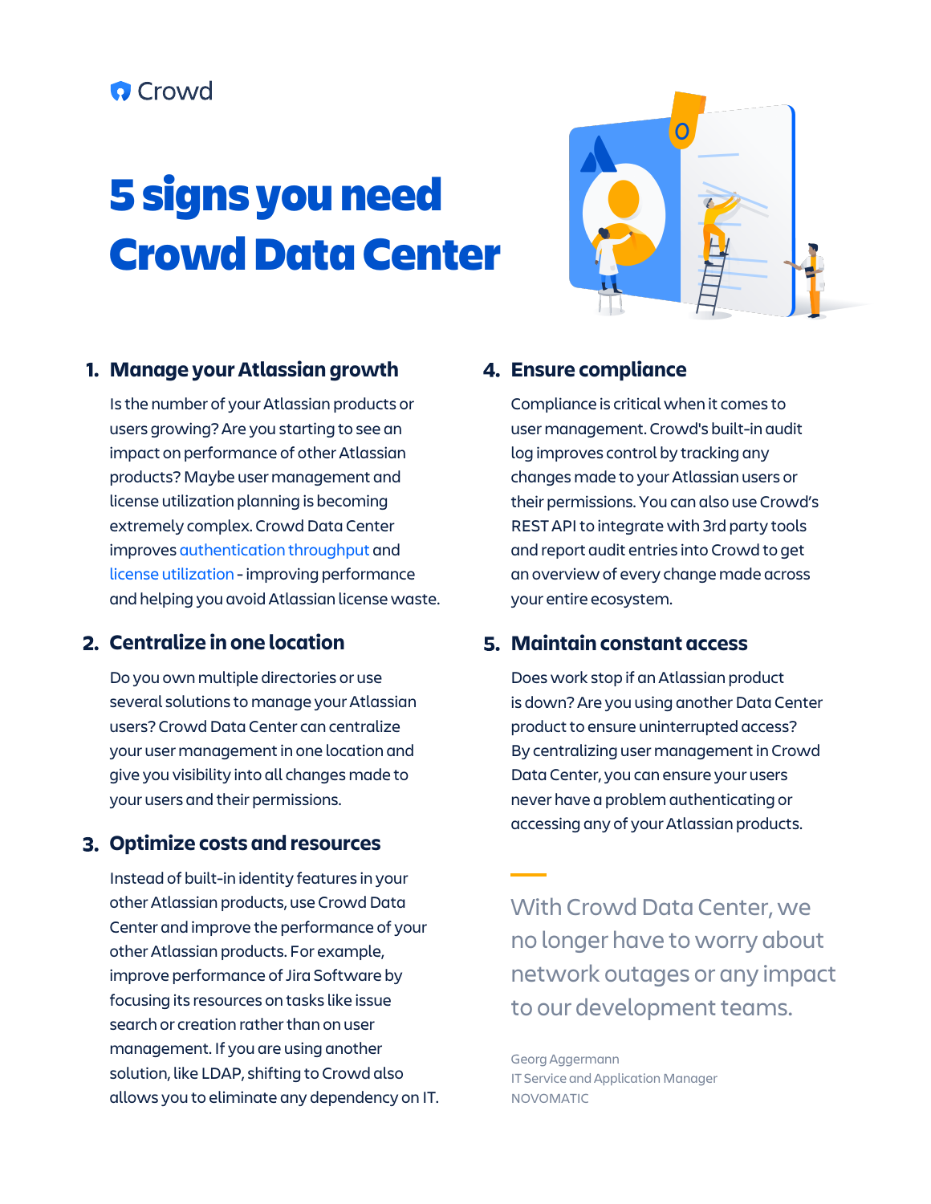Crowd

# 5 signs you need Crowd Data Center

## 1. Manage your Atlassian growth

Is the number of your Atlassian products or users growing? Are you starting to see an impact on performance of other Atlassian products? Maybe user management and license utilization planning is becoming extremely complex. Crowd Data Center improves authentication throughput and license utilization - improving performance and helping you avoid Atlassian license waste.

## 2. Centralize in one location

Do you own multiple directories or use several solutions to manage your Atlassian users? Crowd Data Center can centralize your user management in one location and give you visibility into all changes made to your users and their permissions.

## 3. Optimize costs and resources

Instead of built-in identity features in your other Atlassian products, use Crowd Data Center and improve the performance of your other Atlassian products. For example, improve performance of Jira Software by focusing its resources on tasks like issue search or creation rather than on user management. If you are using another solution, like LDAP, shifting to Crowd also allows you to eliminate any dependency on IT.

## 4. Ensure compliance

Compliance is critical when it comes to user management. Crowd's built-in audit log improves control by tracking any changes made to your Atlassian users or their permissions. You can also use Crowd's REST API to integrate with 3rd party tools and report audit entries into Crowd to get an overview of every change made across your entire ecosystem.

## 5. Maintain constant access

Does work stop if an Atlassian product is down? Are you using another Data Center product to ensure uninterrupted access? By centralizing user management in Crowd Data Center, you can ensure your users never have a problem authenticating or accessing any of your Atlassian products.

> With Crowd Data Center, we no longer have to worry about network outages or any impact to our development teams.

Georg Aggermann
IT Service and Application Manager
NOVOMATIC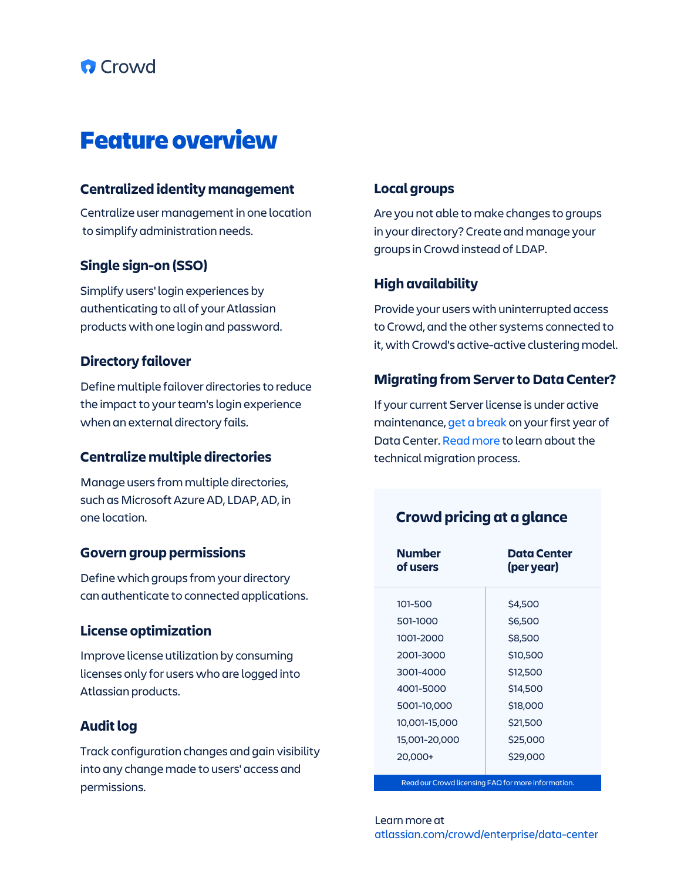Crowd

# Feature overview

### Centralized identity management

Centralize user management in one location to simplify administration needs.

### Single sign-on (SSO)

Simplify users' login experiences by authenticating to all of your Atlassian products with one login and password.

### Directory failover

Define multiple failover directories to reduce the impact to your team's login experience when an external directory fails.

### Centralize multiple directories

Manage users from multiple directories, such as Microsoft Azure AD, LDAP, AD, in one location.

### Govern group permissions

Define which groups from your directory can authenticate to connected applications.

### License optimization

Improve license utilization by consuming licenses only for users who are logged into Atlassian products.

### Audit log

Track configuration changes and gain visibility into any change made to users' access and permissions.

### Local groups

Are you not able to make changes to groups in your directory? Create and manage your groups in Crowd instead of LDAP.

### High availability

Provide your users with uninterrupted access to Crowd, and the other systems connected to it, with Crowd's active-active clustering model.

### Migrating from Server to Data Center?

If your current Server license is under active maintenance, get a break on your first year of Data Center. Read more to learn about the technical migration process.

### Crowd pricing at a glance

| Number of users | Data Center (per year) |
|---|---|
| 101-500 | $4,500 |
| 501-1000 | $6,500 |
| 1001-2000 | $8,500 |
| 2001-3000 | $10,500 |
| 3001-4000 | $12,500 |
| 4001-5000 | $14,500 |
| 5001-10,000 | $18,000 |
| 10,001-15,000 | $21,500 |
| 15,001-20,000 | $25,000 |
| 20,000+ | $29,000 |

Read our Crowd licensing FAQ for more information.

Learn more at
atlassian.com/crowd/enterprise/data-center